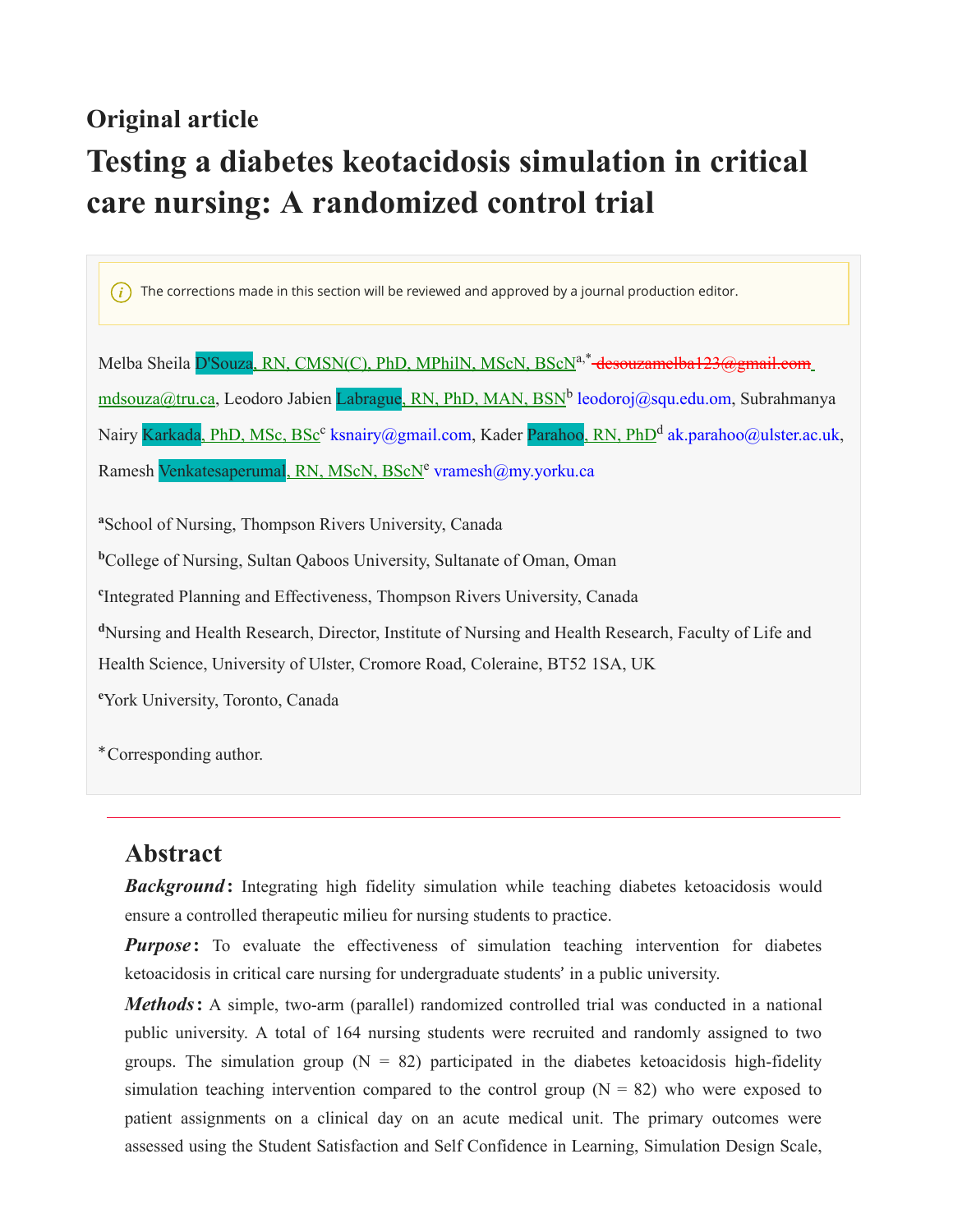## Original article

# Testing a diabetes keotacidosis simulation in critical care nursing: A randomized control trial

The corrections made in this section will be reviewed and approved by a journal production editor.

Melba Sheila D'Souza, RN, CMSN(C), PhD, MPhilN, MScN, BScN[a,*] ~~desouzamelba123@gmail.com~~ mdsouza@tru.ca, Leodoro Jabien Labrague, RN, PhD, MAN, BSN[b] leodoroj@squ.edu.om, Subrahmanya Nairy Karkada, PhD, MSc, BSc[c] ksnairy@gmail.com, Kader Parahoo, RN, PhD[d] ak.parahoo@ulster.ac.uk, Ramesh Venkatesaperumal, RN, MScN, BScN[e] vramesh@my.yorku.ca

[a]School of Nursing, Thompson Rivers University, Canada

[b]College of Nursing, Sultan Qaboos University, Sultanate of Oman, Oman

[c]Integrated Planning and Effectiveness, Thompson Rivers University, Canada

[d]Nursing and Health Research, Director, Institute of Nursing and Health Research, Faculty of Life and Health Science, University of Ulster, Cromore Road, Coleraine, BT52 1SA, UK

[e]York University, Toronto, Canada

*Corresponding author.

---

## Abstract

***Background*:** Integrating high fidelity simulation while teaching diabetes ketoacidosis would ensure a controlled therapeutic milieu for nursing students to practice.

***Purpose*:** To evaluate the effectiveness of simulation teaching intervention for diabetes ketoacidosis in critical care nursing for undergraduate students' in a public university.

***Methods*:** A simple, two-arm (parallel) randomized controlled trial was conducted in a national public university. A total of 164 nursing students were recruited and randomly assigned to two groups. The simulation group (N = 82) participated in the diabetes ketoacidosis high-fidelity simulation teaching intervention compared to the control group (N = 82) who were exposed to patient assignments on a clinical day on an acute medical unit. The primary outcomes were assessed using the Student Satisfaction and Self Confidence in Learning, Simulation Design Scale,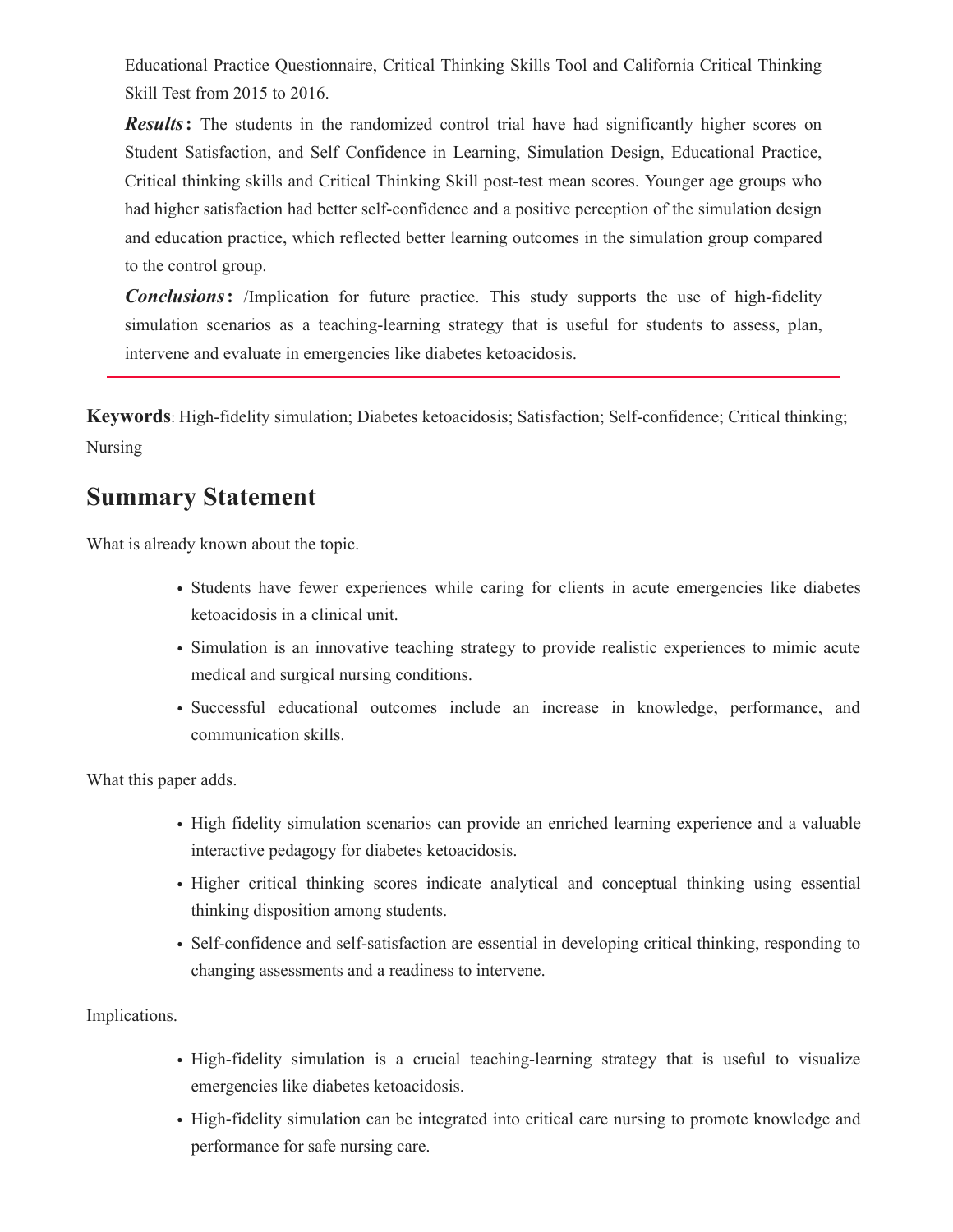Educational Practice Questionnaire, Critical Thinking Skills Tool and California Critical Thinking Skill Test from 2015 to 2016.

***Results*:** The students in the randomized control trial have had significantly higher scores on Student Satisfaction, and Self Confidence in Learning, Simulation Design, Educational Practice, Critical thinking skills and Critical Thinking Skill post-test mean scores. Younger age groups who had higher satisfaction had better self-confidence and a positive perception of the simulation design and education practice, which reflected better learning outcomes in the simulation group compared to the control group.

***Conclusions*:** /Implication for future practice. This study supports the use of high-fidelity simulation scenarios as a teaching-learning strategy that is useful for students to assess, plan, intervene and evaluate in emergencies like diabetes ketoacidosis.

**Keywords**: High-fidelity simulation; Diabetes ketoacidosis; Satisfaction; Self-confidence; Critical thinking; Nursing

## Summary Statement

What is already known about the topic.

- Students have fewer experiences while caring for clients in acute emergencies like diabetes ketoacidosis in a clinical unit.
- Simulation is an innovative teaching strategy to provide realistic experiences to mimic acute medical and surgical nursing conditions.
- Successful educational outcomes include an increase in knowledge, performance, and communication skills.

What this paper adds.

- High fidelity simulation scenarios can provide an enriched learning experience and a valuable interactive pedagogy for diabetes ketoacidosis.
- Higher critical thinking scores indicate analytical and conceptual thinking using essential thinking disposition among students.
- Self-confidence and self-satisfaction are essential in developing critical thinking, responding to changing assessments and a readiness to intervene.

Implications.

- High-fidelity simulation is a crucial teaching-learning strategy that is useful to visualize emergencies like diabetes ketoacidosis.
- High-fidelity simulation can be integrated into critical care nursing to promote knowledge and performance for safe nursing care.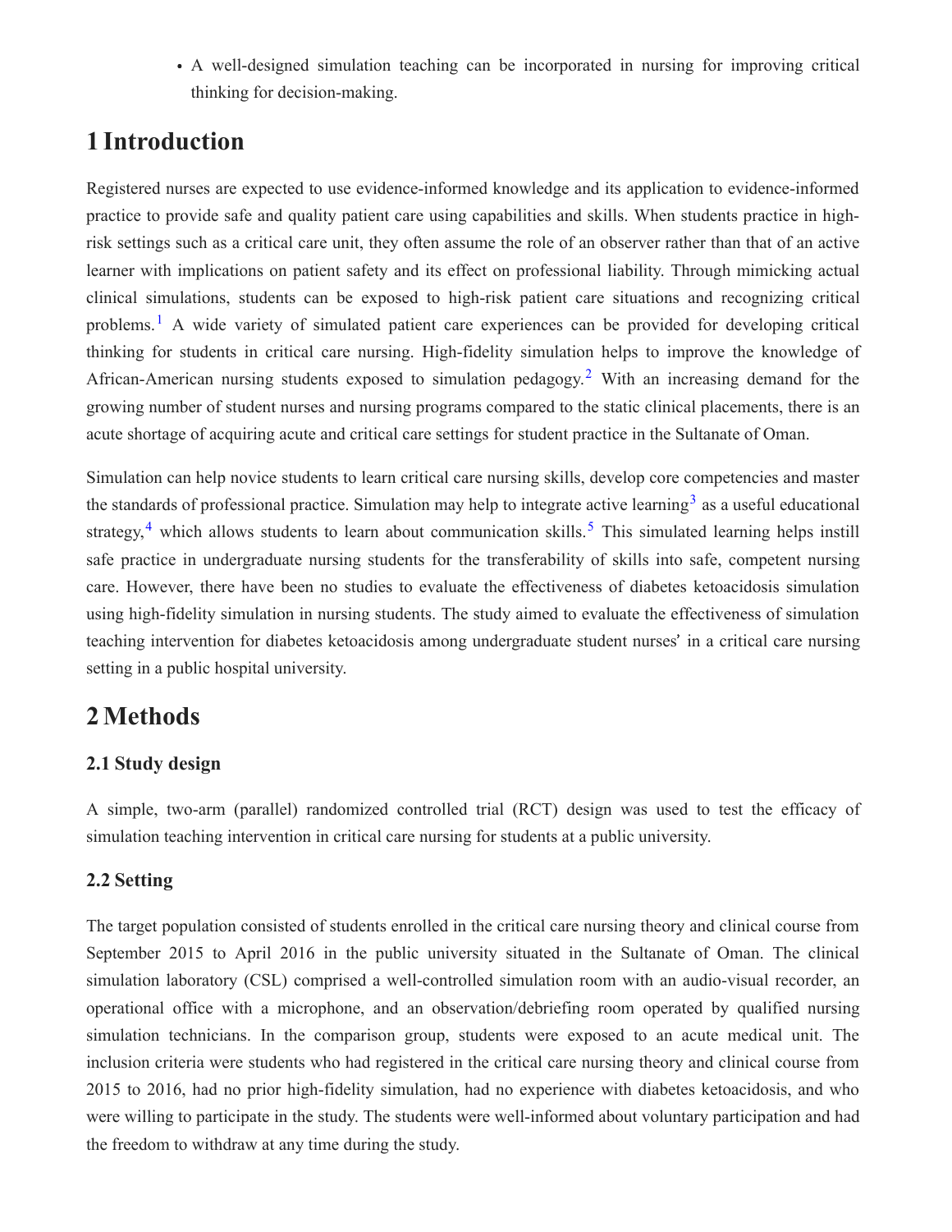- A well-designed simulation teaching can be incorporated in nursing for improving critical thinking for decision-making.

# 1 Introduction

Registered nurses are expected to use evidence-informed knowledge and its application to evidence-informed practice to provide safe and quality patient care using capabilities and skills. When students practice in high-risk settings such as a critical care unit, they often assume the role of an observer rather than that of an active learner with implications on patient safety and its effect on professional liability. Through mimicking actual clinical simulations, students can be exposed to high-risk patient care situations and recognizing critical problems.[1] A wide variety of simulated patient care experiences can be provided for developing critical thinking for students in critical care nursing. High-fidelity simulation helps to improve the knowledge of African-American nursing students exposed to simulation pedagogy.[2] With an increasing demand for the growing number of student nurses and nursing programs compared to the static clinical placements, there is an acute shortage of acquiring acute and critical care settings for student practice in the Sultanate of Oman.

Simulation can help novice students to learn critical care nursing skills, develop core competencies and master the standards of professional practice. Simulation may help to integrate active learning[3] as a useful educational strategy,[4] which allows students to learn about communication skills.[5] This simulated learning helps instill safe practice in undergraduate nursing students for the transferability of skills into safe, competent nursing care. However, there have been no studies to evaluate the effectiveness of diabetes ketoacidosis simulation using high-fidelity simulation in nursing students. The study aimed to evaluate the effectiveness of simulation teaching intervention for diabetes ketoacidosis among undergraduate student nurses' in a critical care nursing setting in a public hospital university.

# 2 Methods

## 2.1 Study design

A simple, two-arm (parallel) randomized controlled trial (RCT) design was used to test the efficacy of simulation teaching intervention in critical care nursing for students at a public university.

## 2.2 Setting

The target population consisted of students enrolled in the critical care nursing theory and clinical course from September 2015 to April 2016 in the public university situated in the Sultanate of Oman. The clinical simulation laboratory (CSL) comprised a well-controlled simulation room with an audio-visual recorder, an operational office with a microphone, and an observation/debriefing room operated by qualified nursing simulation technicians. In the comparison group, students were exposed to an acute medical unit. The inclusion criteria were students who had registered in the critical care nursing theory and clinical course from 2015 to 2016, had no prior high-fidelity simulation, had no experience with diabetes ketoacidosis, and who were willing to participate in the study. The students were well-informed about voluntary participation and had the freedom to withdraw at any time during the study.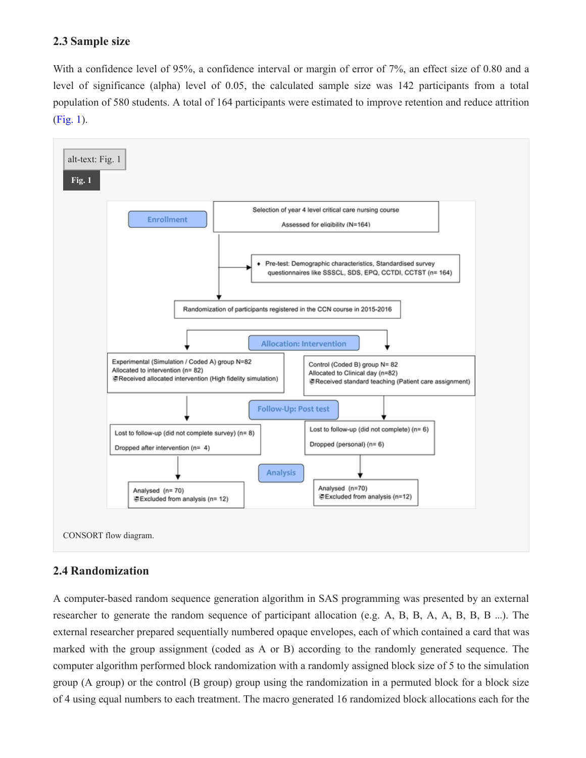## 2.3 Sample size

With a confidence level of 95%, a confidence interval or margin of error of 7%, an effect size of 0.80 and a level of significance (alpha) level of 0.05, the calculated sample size was 142 participants from a total population of 580 students. A total of 164 participants were estimated to improve retention and reduce attrition (Fig. 1).

alt-text: Fig. 1

**Fig. 1**

Enrollment

Selection of year 4 level critical care nursing course

Assessed for eligibility (N=164)

- Pre-test: Demographic characteristics, Standardised survey questionnaires like SSSCL, SDS, EPQ, CCTDI, CCTST (n= 164)

Randomization of participants registered in the CCN course in 2015-2016

Allocation: Intervention

Experimental (Simulation / Coded A) group N=82
Allocated to intervention (n= 82)
Received allocated intervention (High fidelity simulation)

Control (Coded B) group N= 82
Allocated to Clinical day (n=82)
Received standard teaching (Patient care assignment)

Follow-Up: Post test

Lost to follow-up (did not complete survey) (n= 8)
Dropped after intervention (n= 4)

Lost to follow-up (did not complete) (n= 6)
Dropped (personal) (n= 6)

Analysis

Analysed (n= 70)
Excluded from analysis (n= 12)

Analysed (n=70)
Excluded from analysis (n=12)

CONSORT flow diagram.

## 2.4 Randomization

A computer-based random sequence generation algorithm in SAS programming was presented by an external researcher to generate the random sequence of participant allocation (e.g. A, B, B, A, A, B, B, B ...). The external researcher prepared sequentially numbered opaque envelopes, each of which contained a card that was marked with the group assignment (coded as A or B) according to the randomly generated sequence. The computer algorithm performed block randomization with a randomly assigned block size of 5 to the simulation group (A group) or the control (B group) group using the randomization in a permuted block for a block size of 4 using equal numbers to each treatment. The macro generated 16 randomized block allocations each for the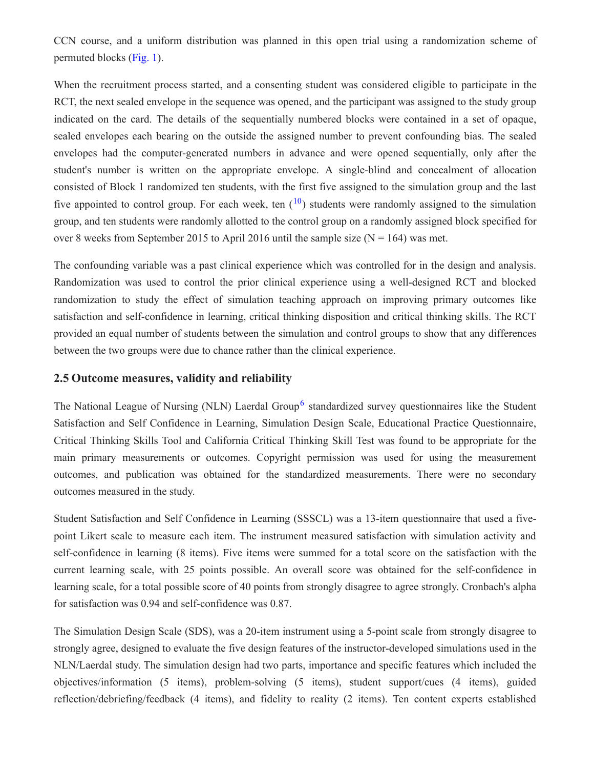CCN course, and a uniform distribution was planned in this open trial using a randomization scheme of permuted blocks (Fig. 1).

When the recruitment process started, and a consenting student was considered eligible to participate in the RCT, the next sealed envelope in the sequence was opened, and the participant was assigned to the study group indicated on the card. The details of the sequentially numbered blocks were contained in a set of opaque, sealed envelopes each bearing on the outside the assigned number to prevent confounding bias. The sealed envelopes had the computer-generated numbers in advance and were opened sequentially, only after the student's number is written on the appropriate envelope. A single-blind and concealment of allocation consisted of Block 1 randomized ten students, with the first five assigned to the simulation group and the last five appointed to control group. For each week, ten ([10]) students were randomly assigned to the simulation group, and ten students were randomly allotted to the control group on a randomly assigned block specified for over 8 weeks from September 2015 to April 2016 until the sample size (N = 164) was met.

The confounding variable was a past clinical experience which was controlled for in the design and analysis. Randomization was used to control the prior clinical experience using a well-designed RCT and blocked randomization to study the effect of simulation teaching approach on improving primary outcomes like satisfaction and self-confidence in learning, critical thinking disposition and critical thinking skills. The RCT provided an equal number of students between the simulation and control groups to show that any differences between the two groups were due to chance rather than the clinical experience.

## 2.5 Outcome measures, validity and reliability

The National League of Nursing (NLN) Laerdal Group[6] standardized survey questionnaires like the Student Satisfaction and Self Confidence in Learning, Simulation Design Scale, Educational Practice Questionnaire, Critical Thinking Skills Tool and California Critical Thinking Skill Test was found to be appropriate for the main primary measurements or outcomes. Copyright permission was used for using the measurement outcomes, and publication was obtained for the standardized measurements. There were no secondary outcomes measured in the study.

Student Satisfaction and Self Confidence in Learning (SSSCL) was a 13-item questionnaire that used a five-point Likert scale to measure each item. The instrument measured satisfaction with simulation activity and self-confidence in learning (8 items). Five items were summed for a total score on the satisfaction with the current learning scale, with 25 points possible. An overall score was obtained for the self-confidence in learning scale, for a total possible score of 40 points from strongly disagree to agree strongly. Cronbach's alpha for satisfaction was 0.94 and self-confidence was 0.87.

The Simulation Design Scale (SDS), was a 20-item instrument using a 5-point scale from strongly disagree to strongly agree, designed to evaluate the five design features of the instructor-developed simulations used in the NLN/Laerdal study. The simulation design had two parts, importance and specific features which included the objectives/information (5 items), problem-solving (5 items), student support/cues (4 items), guided reflection/debriefing/feedback (4 items), and fidelity to reality (2 items). Ten content experts established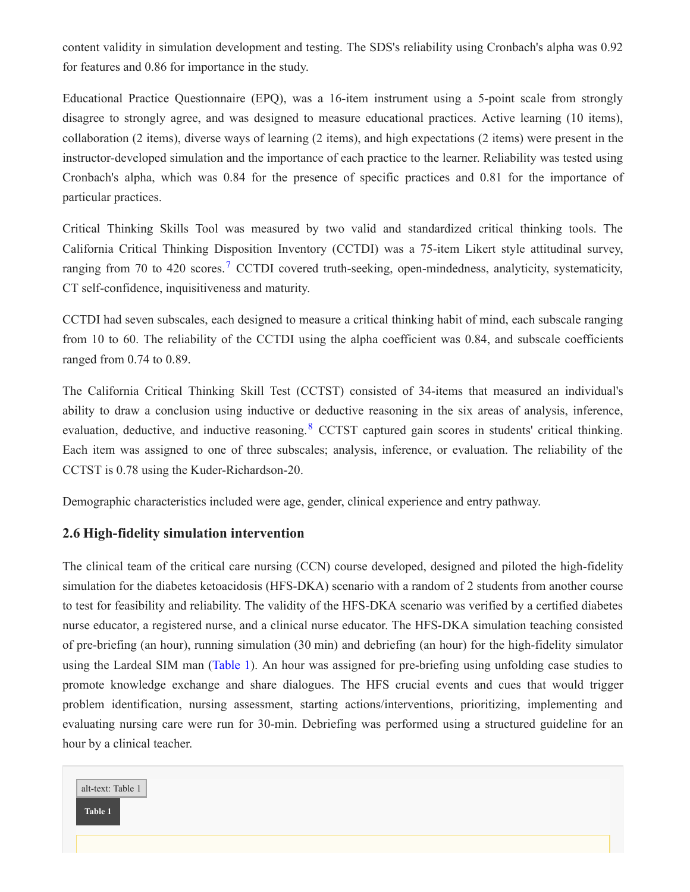content validity in simulation development and testing. The SDS's reliability using Cronbach's alpha was 0.92 for features and 0.86 for importance in the study.

Educational Practice Questionnaire (EPQ), was a 16-item instrument using a 5-point scale from strongly disagree to strongly agree, and was designed to measure educational practices. Active learning (10 items), collaboration (2 items), diverse ways of learning (2 items), and high expectations (2 items) were present in the instructor-developed simulation and the importance of each practice to the learner. Reliability was tested using Cronbach's alpha, which was 0.84 for the presence of specific practices and 0.81 for the importance of particular practices.

Critical Thinking Skills Tool was measured by two valid and standardized critical thinking tools. The California Critical Thinking Disposition Inventory (CCTDI) was a 75-item Likert style attitudinal survey, ranging from 70 to 420 scores.[7] CCTDI covered truth-seeking, open-mindedness, analyticity, systematicity, CT self-confidence, inquisitiveness and maturity.

CCTDI had seven subscales, each designed to measure a critical thinking habit of mind, each subscale ranging from 10 to 60. The reliability of the CCTDI using the alpha coefficient was 0.84, and subscale coefficients ranged from 0.74 to 0.89.

The California Critical Thinking Skill Test (CCTST) consisted of 34-items that measured an individual's ability to draw a conclusion using inductive or deductive reasoning in the six areas of analysis, inference, evaluation, deductive, and inductive reasoning.[8] CCTST captured gain scores in students' critical thinking. Each item was assigned to one of three subscales; analysis, inference, or evaluation. The reliability of the CCTST is 0.78 using the Kuder-Richardson-20.

Demographic characteristics included were age, gender, clinical experience and entry pathway.

### 2.6 High-fidelity simulation intervention

The clinical team of the critical care nursing (CCN) course developed, designed and piloted the high-fidelity simulation for the diabetes ketoacidosis (HFS-DKA) scenario with a random of 2 students from another course to test for feasibility and reliability. The validity of the HFS-DKA scenario was verified by a certified diabetes nurse educator, a registered nurse, and a clinical nurse educator. The HFS-DKA simulation teaching consisted of pre-briefing (an hour), running simulation (30 min) and debriefing (an hour) for the high-fidelity simulator using the Lardeal SIM man (Table 1). An hour was assigned for pre-briefing using unfolding case studies to promote knowledge exchange and share dialogues. The HFS crucial events and cues that would trigger problem identification, nursing assessment, starting actions/interventions, prioritizing, implementing and evaluating nursing care were run for 30-min. Debriefing was performed using a structured guideline for an hour by a clinical teacher.

alt-text: Table 1

**Table 1**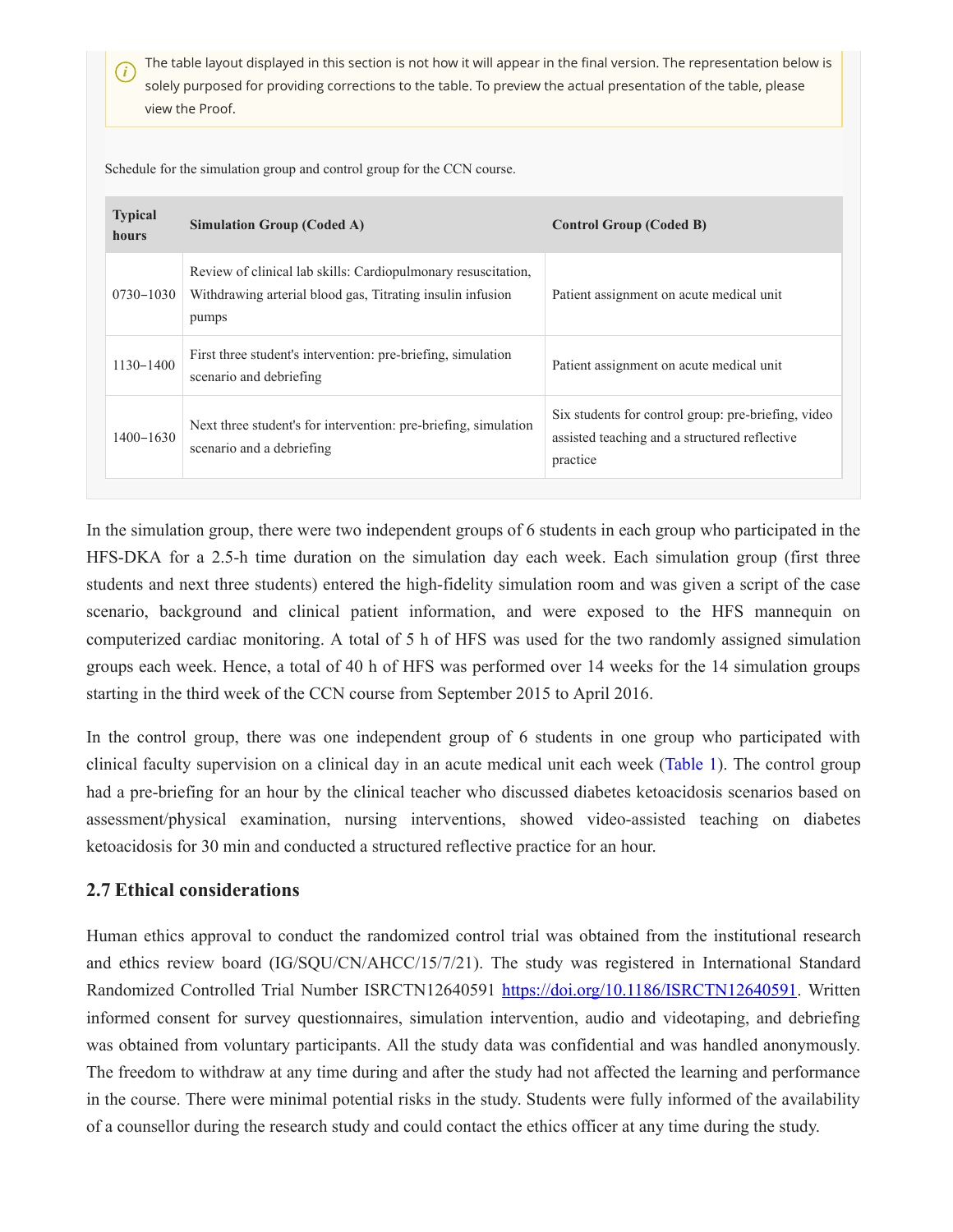> The table layout displayed in this section is not how it will appear in the final version. The representation below is solely purposed for providing corrections to the table. To preview the actual presentation of the table, please view the Proof.

Schedule for the simulation group and control group for the CCN course.

| Typical hours | Simulation Group (Coded A) | Control Group (Coded B) |
| --- | --- | --- |
| 0730–1030 | Review of clinical lab skills: Cardiopulmonary resuscitation, Withdrawing arterial blood gas, Titrating insulin infusion pumps | Patient assignment on acute medical unit |
| 1130–1400 | First three student's intervention: pre-briefing, simulation scenario and debriefing | Patient assignment on acute medical unit |
| 1400–1630 | Next three student's for intervention: pre-briefing, simulation scenario and a debriefing | Six students for control group: pre-briefing, video assisted teaching and a structured reflective practice |

In the simulation group, there were two independent groups of 6 students in each group who participated in the HFS-DKA for a 2.5-h time duration on the simulation day each week. Each simulation group (first three students and next three students) entered the high-fidelity simulation room and was given a script of the case scenario, background and clinical patient information, and were exposed to the HFS mannequin on computerized cardiac monitoring. A total of 5 h of HFS was used for the two randomly assigned simulation groups each week. Hence, a total of 40 h of HFS was performed over 14 weeks for the 14 simulation groups starting in the third week of the CCN course from September 2015 to April 2016.

In the control group, there was one independent group of 6 students in one group who participated with clinical faculty supervision on a clinical day in an acute medical unit each week (Table 1). The control group had a pre-briefing for an hour by the clinical teacher who discussed diabetes ketoacidosis scenarios based on assessment/physical examination, nursing interventions, showed video-assisted teaching on diabetes ketoacidosis for 30 min and conducted a structured reflective practice for an hour.

### 2.7 Ethical considerations

Human ethics approval to conduct the randomized control trial was obtained from the institutional research and ethics review board (IG/SQU/CN/AHCC/15/7/21). The study was registered in International Standard Randomized Controlled Trial Number ISRCTN12640591 https://doi.org/10.1186/ISRCTN12640591. Written informed consent for survey questionnaires, simulation intervention, audio and videotaping, and debriefing was obtained from voluntary participants. All the study data was confidential and was handled anonymously. The freedom to withdraw at any time during and after the study had not affected the learning and performance in the course. There were minimal potential risks in the study. Students were fully informed of the availability of a counsellor during the research study and could contact the ethics officer at any time during the study.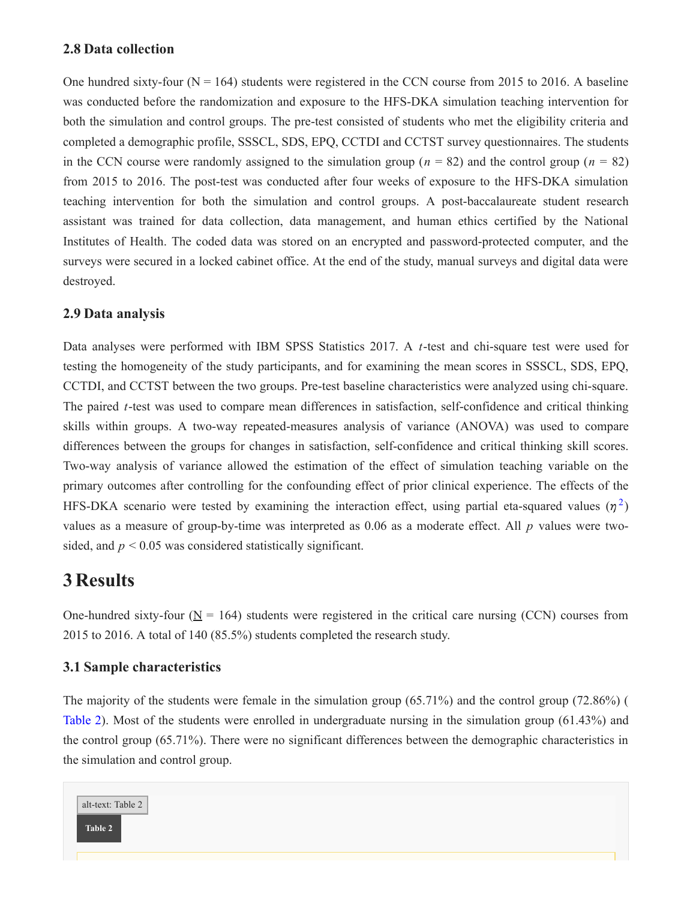### 2.8 Data collection

One hundred sixty-four (N = 164) students were registered in the CCN course from 2015 to 2016. A baseline was conducted before the randomization and exposure to the HFS-DKA simulation teaching intervention for both the simulation and control groups. The pre-test consisted of students who met the eligibility criteria and completed a demographic profile, SSSCL, SDS, EPQ, CCTDI and CCTST survey questionnaires. The students in the CCN course were randomly assigned to the simulation group ($n$ = 82) and the control group ($n$ = 82) from 2015 to 2016. The post-test was conducted after four weeks of exposure to the HFS-DKA simulation teaching intervention for both the simulation and control groups. A post-baccalaureate student research assistant was trained for data collection, data management, and human ethics certified by the National Institutes of Health. The coded data was stored on an encrypted and password-protected computer, and the surveys were secured in a locked cabinet office. At the end of the study, manual surveys and digital data were destroyed.

### 2.9 Data analysis

Data analyses were performed with IBM SPSS Statistics 2017. A $t$-test and chi-square test were used for testing the homogeneity of the study participants, and for examining the mean scores in SSSCL, SDS, EPQ, CCTDI, and CCTST between the two groups. Pre-test baseline characteristics were analyzed using chi-square. The paired $t$-test was used to compare mean differences in satisfaction, self-confidence and critical thinking skills within groups. A two-way repeated-measures analysis of variance (ANOVA) was used to compare differences between the groups for changes in satisfaction, self-confidence and critical thinking skill scores. Two-way analysis of variance allowed the estimation of the effect of simulation teaching variable on the primary outcomes after controlling for the confounding effect of prior clinical experience. The effects of the HFS-DKA scenario were tested by examining the interaction effect, using partial eta-squared values ($\eta^2$) values as a measure of group-by-time was interpreted as 0.06 as a moderate effect. All $p$ values were two-sided, and $p < 0.05$ was considered statistically significant.

## 3 Results

One-hundred sixty-four (N = 164) students were registered in the critical care nursing (CCN) courses from 2015 to 2016. A total of 140 (85.5%) students completed the research study.

### 3.1 Sample characteristics

The majority of the students were female in the simulation group (65.71%) and the control group (72.86%) (Table 2). Most of the students were enrolled in undergraduate nursing in the simulation group (61.43%) and the control group (65.71%). There were no significant differences between the demographic characteristics in the simulation and control group.

alt-text: Table 2

**Table 2**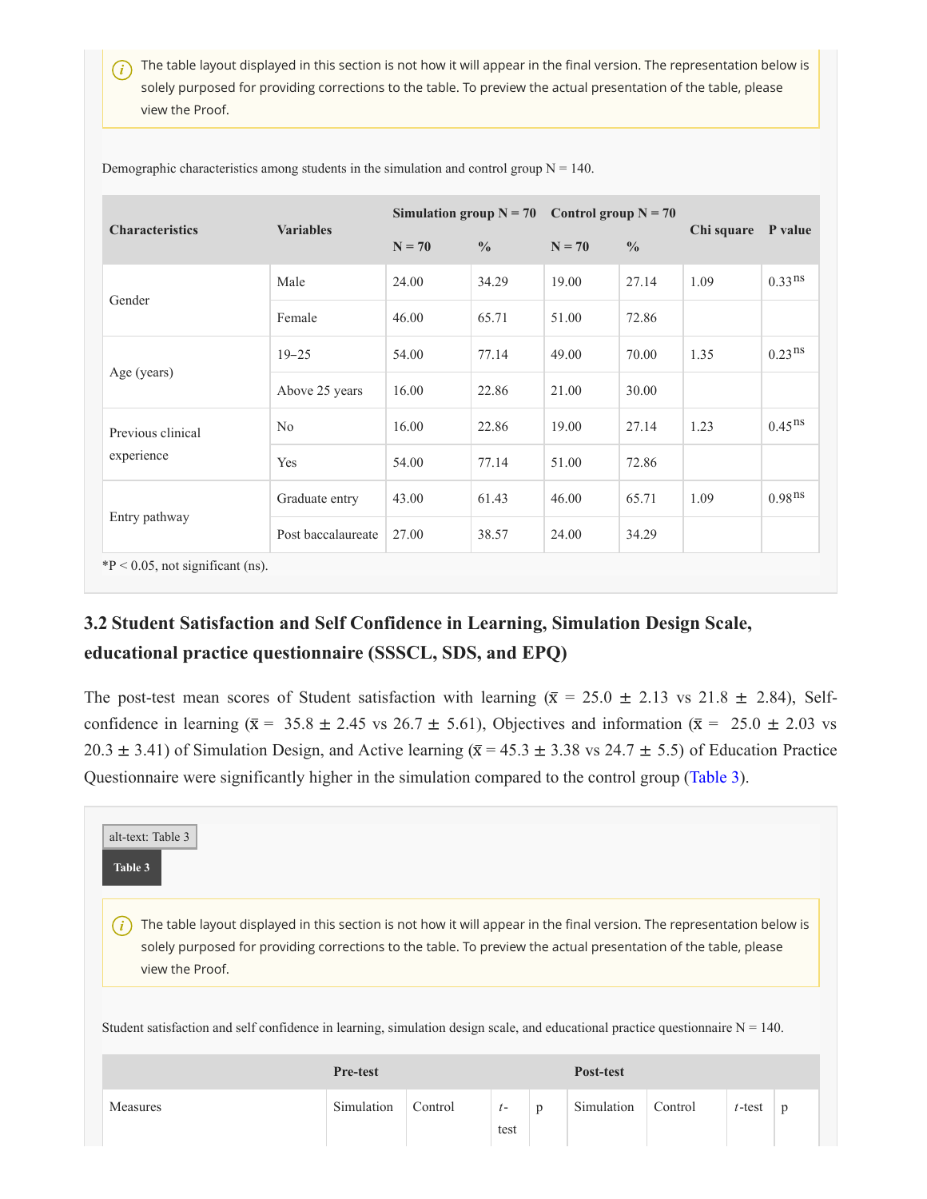> The table layout displayed in this section is not how it will appear in the final version. The representation below is solely purposed for providing corrections to the table. To preview the actual presentation of the table, please view the Proof.

Demographic characteristics among students in the simulation and control group N = 140.

| Characteristics | Variables | Simulation group N = 70 | | Control group N = 70 | | Chi square | P value |
|---|---|---|---|---|---|---|---|
| | | N = 70 | % | N = 70 | % | | |
| Gender | Male | 24.00 | 34.29 | 19.00 | 27.14 | 1.09 | 0.33[ns] |
| | Female | 46.00 | 65.71 | 51.00 | 72.86 | | |
| Age (years) | 19–25 | 54.00 | 77.14 | 49.00 | 70.00 | 1.35 | 0.23[ns] |
| | Above 25 years | 16.00 | 22.86 | 21.00 | 30.00 | | |
| Previous clinical experience | No | 16.00 | 22.86 | 19.00 | 27.14 | 1.23 | 0.45[ns] |
| | Yes | 54.00 | 77.14 | 51.00 | 72.86 | | |
| Entry pathway | Graduate entry | 43.00 | 61.43 | 46.00 | 65.71 | 1.09 | 0.98[ns] |
| | Post baccalaureate | 27.00 | 38.57 | 24.00 | 34.29 | | |

*P < 0.05, not significant (ns).

### 3.2 Student Satisfaction and Self Confidence in Learning, Simulation Design Scale, educational practice questionnaire (SSSCL, SDS, and EPQ)

The post-test mean scores of Student satisfaction with learning ($\bar{x}$ = 25.0 ± 2.13 vs 21.8 ± 2.84), Self-confidence in learning ($\bar{x}$ = 35.8 ± 2.45 vs 26.7 ± 5.61), Objectives and information ($\bar{x}$ = 25.0 ± 2.03 vs 20.3 ± 3.41) of Simulation Design, and Active learning ($\bar{x}$ = 45.3 ± 3.38 vs 24.7 ± 5.5) of Education Practice Questionnaire were significantly higher in the simulation compared to the control group (Table 3).

alt-text: Table 3

**Table 3**

> The table layout displayed in this section is not how it will appear in the final version. The representation below is solely purposed for providing corrections to the table. To preview the actual presentation of the table, please view the Proof.

Student satisfaction and self confidence in learning, simulation design scale, and educational practice questionnaire N = 140.

| | Pre-test | | | | Post-test | | | |
|---|---|---|---|---|---|---|---|---|
| Measures | Simulation | Control | *t*-test | p | Simulation | Control | *t*-test | p |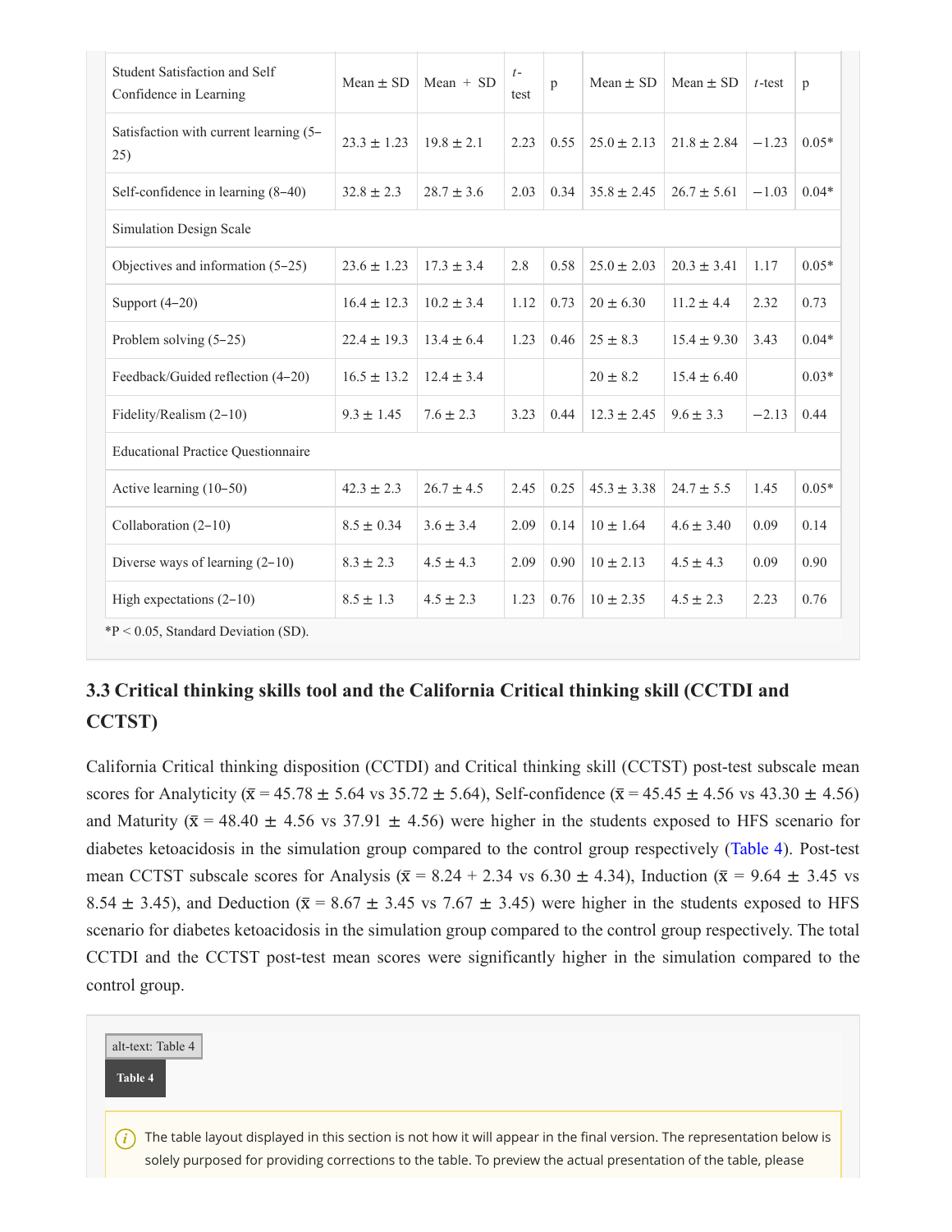| Student Satisfaction and Self Confidence in Learning | Mean ± SD | Mean + SD | t-test | p | Mean ± SD | Mean ± SD | t-test | p |
|---|---|---|---|---|---|---|---|---|
| Satisfaction with current learning (5–25) | 23.3 ± 1.23 | 19.8 ± 2.1 | 2.23 | 0.55 | 25.0 ± 2.13 | 21.8 ± 2.84 | −1.23 | 0.05* |
| Self-confidence in learning (8–40) | 32.8 ± 2.3 | 28.7 ± 3.6 | 2.03 | 0.34 | 35.8 ± 2.45 | 26.7 ± 5.61 | −1.03 | 0.04* |
| Simulation Design Scale | | | | | | | | |
| Objectives and information (5–25) | 23.6 ± 1.23 | 17.3 ± 3.4 | 2.8 | 0.58 | 25.0 ± 2.03 | 20.3 ± 3.41 | 1.17 | 0.05* |
| Support (4–20) | 16.4 ± 12.3 | 10.2 ± 3.4 | 1.12 | 0.73 | 20 ± 6.30 | 11.2 ± 4.4 | 2.32 | 0.73 |
| Problem solving (5–25) | 22.4 ± 19.3 | 13.4 ± 6.4 | 1.23 | 0.46 | 25 ± 8.3 | 15.4 ± 9.30 | 3.43 | 0.04* |
| Feedback/Guided reflection (4–20) | 16.5 ± 13.2 | 12.4 ± 3.4 | | | 20 ± 8.2 | 15.4 ± 6.40 | | 0.03* |
| Fidelity/Realism (2–10) | 9.3 ± 1.45 | 7.6 ± 2.3 | 3.23 | 0.44 | 12.3 ± 2.45 | 9.6 ± 3.3 | −2.13 | 0.44 |
| Educational Practice Questionnaire | | | | | | | | |
| Active learning (10–50) | 42.3 ± 2.3 | 26.7 ± 4.5 | 2.45 | 0.25 | 45.3 ± 3.38 | 24.7 ± 5.5 | 1.45 | 0.05* |
| Collaboration (2–10) | 8.5 ± 0.34 | 3.6 ± 3.4 | 2.09 | 0.14 | 10 ± 1.64 | 4.6 ± 3.40 | 0.09 | 0.14 |
| Diverse ways of learning (2–10) | 8.3 ± 2.3 | 4.5 ± 4.3 | 2.09 | 0.90 | 10 ± 2.13 | 4.5 ± 4.3 | 0.09 | 0.90 |
| High expectations (2–10) | 8.5 ± 1.3 | 4.5 ± 2.3 | 1.23 | 0.76 | 10 ± 2.35 | 4.5 ± 2.3 | 2.23 | 0.76 |

*P < 0.05, Standard Deviation (SD).

### 3.3 Critical thinking skills tool and the California Critical thinking skill (CCTDI and CCTST)

California Critical thinking disposition (CCTDI) and Critical thinking skill (CCTST) post-test subscale mean scores for Analyticity ($\bar{x}$ = 45.78 ± 5.64 vs 35.72 ± 5.64), Self-confidence ($\bar{x}$ = 45.45 ± 4.56 vs 43.30 ± 4.56) and Maturity ($\bar{x}$ = 48.40 ± 4.56 vs 37.91 ± 4.56) were higher in the students exposed to HFS scenario for diabetes ketoacidosis in the simulation group compared to the control group respectively (Table 4). Post-test mean CCTST subscale scores for Analysis ($\bar{x}$ = 8.24 + 2.34 vs 6.30 ± 4.34), Induction ($\bar{x}$ = 9.64 ± 3.45 vs 8.54 ± 3.45), and Deduction ($\bar{x}$ = 8.67 ± 3.45 vs 7.67 ± 3.45) were higher in the students exposed to HFS scenario for diabetes ketoacidosis in the simulation group compared to the control group respectively. The total CCTDI and the CCTST post-test mean scores were significantly higher in the simulation compared to the control group.

alt-text: Table 4

**Table 4**

The table layout displayed in this section is not how it will appear in the final version. The representation below is solely purposed for providing corrections to the table. To preview the actual presentation of the table, please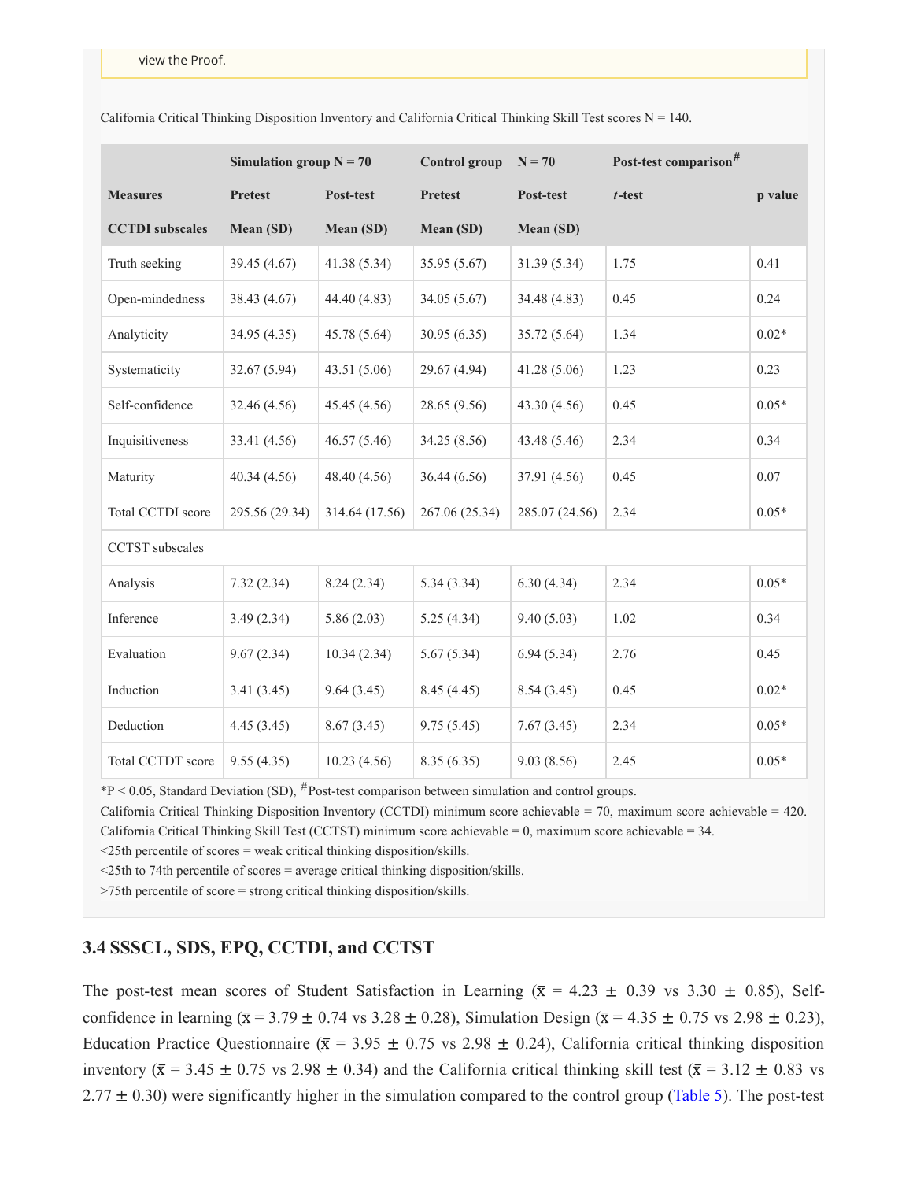view the Proof.

California Critical Thinking Disposition Inventory and California Critical Thinking Skill Test scores N = 140.

| | Simulation group N = 70 | | Control group | N = 70 | Post-test comparison# | |
|---|---|---|---|---|---|---|
| Measures | Pretest | Post-test | Pretest | Post-test | *t*-test | p value |
| CCTDI subscales | Mean (SD) | Mean (SD) | Mean (SD) | Mean (SD) | | |
| Truth seeking | 39.45 (4.67) | 41.38 (5.34) | 35.95 (5.67) | 31.39 (5.34) | 1.75 | 0.41 |
| Open-mindedness | 38.43 (4.67) | 44.40 (4.83) | 34.05 (5.67) | 34.48 (4.83) | 0.45 | 0.24 |
| Analyticity | 34.95 (4.35) | 45.78 (5.64) | 30.95 (6.35) | 35.72 (5.64) | 1.34 | 0.02* |
| Systematicity | 32.67 (5.94) | 43.51 (5.06) | 29.67 (4.94) | 41.28 (5.06) | 1.23 | 0.23 |
| Self-confidence | 32.46 (4.56) | 45.45 (4.56) | 28.65 (9.56) | 43.30 (4.56) | 0.45 | 0.05* |
| Inquisitiveness | 33.41 (4.56) | 46.57 (5.46) | 34.25 (8.56) | 43.48 (5.46) | 2.34 | 0.34 |
| Maturity | 40.34 (4.56) | 48.40 (4.56) | 36.44 (6.56) | 37.91 (4.56) | 0.45 | 0.07 |
| Total CCTDI score | 295.56 (29.34) | 314.64 (17.56) | 267.06 (25.34) | 285.07 (24.56) | 2.34 | 0.05* |
| CCTST subscales | | | | | | |
| Analysis | 7.32 (2.34) | 8.24 (2.34) | 5.34 (3.34) | 6.30 (4.34) | 2.34 | 0.05* |
| Inference | 3.49 (2.34) | 5.86 (2.03) | 5.25 (4.34) | 9.40 (5.03) | 1.02 | 0.34 |
| Evaluation | 9.67 (2.34) | 10.34 (2.34) | 5.67 (5.34) | 6.94 (5.34) | 2.76 | 0.45 |
| Induction | 3.41 (3.45) | 9.64 (3.45) | 8.45 (4.45) | 8.54 (3.45) | 0.45 | 0.02* |
| Deduction | 4.45 (3.45) | 8.67 (3.45) | 9.75 (5.45) | 7.67 (3.45) | 2.34 | 0.05* |
| Total CCTDT score | 9.55 (4.35) | 10.23 (4.56) | 8.35 (6.35) | 9.03 (8.56) | 2.45 | 0.05* |

*P < 0.05, Standard Deviation (SD), #Post-test comparison between simulation and control groups.
California Critical Thinking Disposition Inventory (CCTDI) minimum score achievable = 70, maximum score achievable = 420.
California Critical Thinking Skill Test (CCTST) minimum score achievable = 0, maximum score achievable = 34.
<25th percentile of scores = weak critical thinking disposition/skills.
<25th to 74th percentile of scores = average critical thinking disposition/skills.
>75th percentile of score = strong critical thinking disposition/skills.

### 3.4 SSSCL, SDS, EPQ, CCTDI, and CCTST

The post-test mean scores of Student Satisfaction in Learning ($\bar{x}$ = 4.23 ± 0.39 vs 3.30 ± 0.85), Self-confidence in learning ($\bar{x}$ = 3.79 ± 0.74 vs 3.28 ± 0.28), Simulation Design ($\bar{x}$ = 4.35 ± 0.75 vs 2.98 ± 0.23), Education Practice Questionnaire ($\bar{x}$ = 3.95 ± 0.75 vs 2.98 ± 0.24), California critical thinking disposition inventory ($\bar{x}$ = 3.45 ± 0.75 vs 2.98 ± 0.34) and the California critical thinking skill test ($\bar{x}$ = 3.12 ± 0.83 vs 2.77 ± 0.30) were significantly higher in the simulation compared to the control group (Table 5). The post-test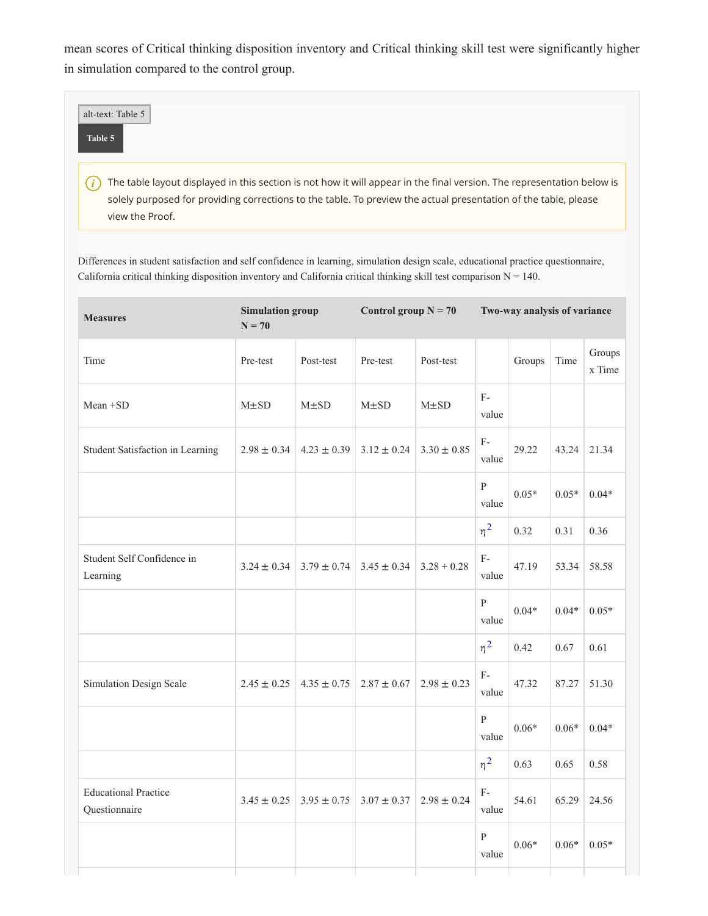mean scores of Critical thinking disposition inventory and Critical thinking skill test were significantly higher in simulation compared to the control group.

alt-text: Table 5

**Table 5**

The table layout displayed in this section is not how it will appear in the final version. The representation below is solely purposed for providing corrections to the table. To preview the actual presentation of the table, please view the Proof.

Differences in student satisfaction and self confidence in learning, simulation design scale, educational practice questionnaire, California critical thinking disposition inventory and California critical thinking skill test comparison N = 140.

| **Measures** | **Simulation group N = 70** | | **Control group N = 70** | | **Two-way analysis of variance** | | | |
|---|---|---|---|---|---|---|---|---|
| Time | Pre-test | Post-test | Pre-test | Post-test | | Groups | Time | Groups x Time |
| Mean +SD | M±SD | M±SD | M±SD | M±SD | F-value | | | |
| Student Satisfaction in Learning | 2.98 ± 0.34 | 4.23 ± 0.39 | 3.12 ± 0.24 | 3.30 ± 0.85 | F-value | 29.22 | 43.24 | 21.34 |
| | | | | | P value | 0.05* | 0.05* | 0.04* |
| | | | | | $\eta^2$ | 0.32 | 0.31 | 0.36 |
| Student Self Confidence in Learning | 3.24 ± 0.34 | 3.79 ± 0.74 | 3.45 ± 0.34 | 3.28 + 0.28 | F-value | 47.19 | 53.34 | 58.58 |
| | | | | | P value | 0.04* | 0.04* | 0.05* |
| | | | | | $\eta^2$ | 0.42 | 0.67 | 0.61 |
| Simulation Design Scale | 2.45 ± 0.25 | 4.35 ± 0.75 | 2.87 ± 0.67 | 2.98 ± 0.23 | F-value | 47.32 | 87.27 | 51.30 |
| | | | | | P value | 0.06* | 0.06* | 0.04* |
| | | | | | $\eta^2$ | 0.63 | 0.65 | 0.58 |
| Educational Practice Questionnaire | 3.45 ± 0.25 | 3.95 ± 0.75 | 3.07 ± 0.37 | 2.98 ± 0.24 | F-value | 54.61 | 65.29 | 24.56 |
| | | | | | P value | 0.06* | 0.06* | 0.05* |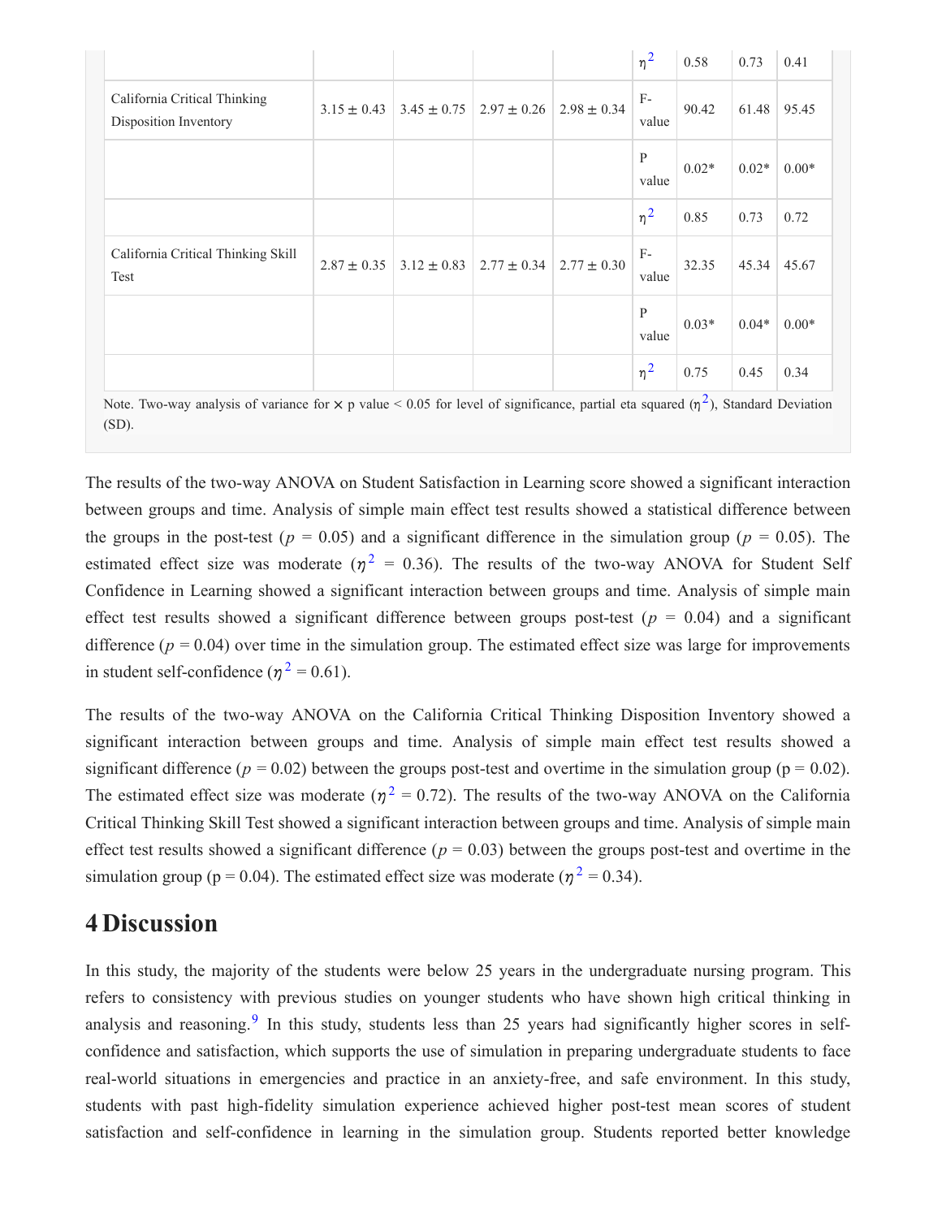| | | | | | | | | |
|---|---|---|---|---|---|---|---|---|
| | | | | | $\eta^2$ | 0.58 | 0.73 | 0.41 |
| California Critical Thinking Disposition Inventory | 3.15 ± 0.43 | 3.45 ± 0.75 | 2.97 ± 0.26 | 2.98 ± 0.34 | F-value | 90.42 | 61.48 | 95.45 |
| | | | | | P value | 0.02* | 0.02* | 0.00* |
| | | | | | $\eta^2$ | 0.85 | 0.73 | 0.72 |
| California Critical Thinking Skill Test | 2.87 ± 0.35 | 3.12 ± 0.83 | 2.77 ± 0.34 | 2.77 ± 0.30 | F-value | 32.35 | 45.34 | 45.67 |
| | | | | | P value | 0.03* | 0.04* | 0.00* |
| | | | | | $\eta^2$ | 0.75 | 0.45 | 0.34 |

Note. Two-way analysis of variance for × p value < 0.05 for level of significance, partial eta squared ($\eta^2$), Standard Deviation (SD).

The results of the two-way ANOVA on Student Satisfaction in Learning score showed a significant interaction between groups and time. Analysis of simple main effect test results showed a statistical difference between the groups in the post-test ($p$ = 0.05) and a significant difference in the simulation group ($p$ = 0.05). The estimated effect size was moderate ($\eta^2$ = 0.36). The results of the two-way ANOVA for Student Self Confidence in Learning showed a significant interaction between groups and time. Analysis of simple main effect test results showed a significant difference between groups post-test ($p$ = 0.04) and a significant difference ($p$ = 0.04) over time in the simulation group. The estimated effect size was large for improvements in student self-confidence ($\eta^2$ = 0.61).

The results of the two-way ANOVA on the California Critical Thinking Disposition Inventory showed a significant interaction between groups and time. Analysis of simple main effect test results showed a significant difference ($p$ = 0.02) between the groups post-test and overtime in the simulation group (p = 0.02). The estimated effect size was moderate ($\eta^2$ = 0.72). The results of the two-way ANOVA on the California Critical Thinking Skill Test showed a significant interaction between groups and time. Analysis of simple main effect test results showed a significant difference ($p$ = 0.03) between the groups post-test and overtime in the simulation group (p = 0.04). The estimated effect size was moderate ($\eta^2$ = 0.34).

## 4 Discussion

In this study, the majority of the students were below 25 years in the undergraduate nursing program. This refers to consistency with previous studies on younger students who have shown high critical thinking in analysis and reasoning.[9] In this study, students less than 25 years had significantly higher scores in self-confidence and satisfaction, which supports the use of simulation in preparing undergraduate students to face real-world situations in emergencies and practice in an anxiety-free, and safe environment. In this study, students with past high-fidelity simulation experience achieved higher post-test mean scores of student satisfaction and self-confidence in learning in the simulation group. Students reported better knowledge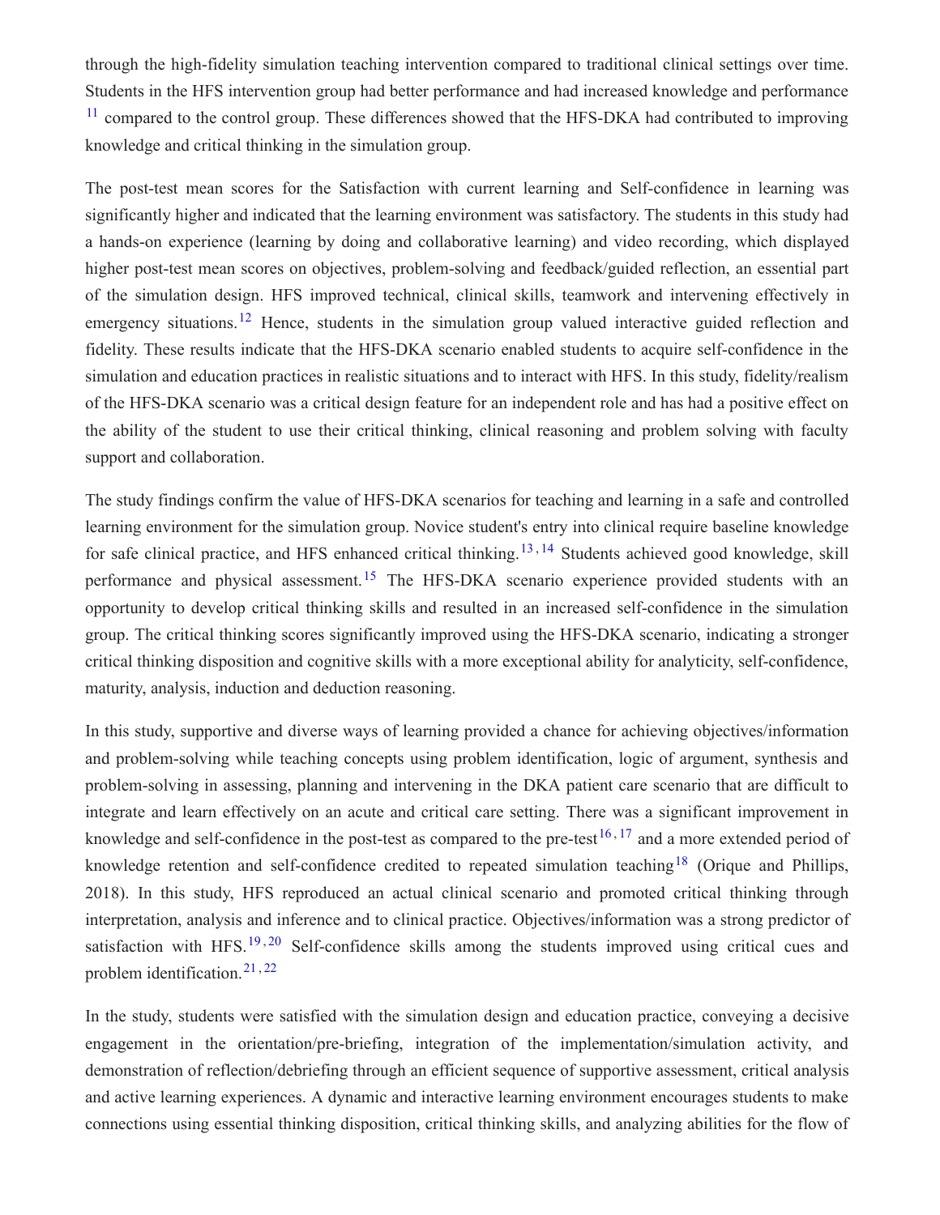through the high-fidelity simulation teaching intervention compared to traditional clinical settings over time. Students in the HFS intervention group had better performance and had increased knowledge and performance [11] compared to the control group. These differences showed that the HFS-DKA had contributed to improving knowledge and critical thinking in the simulation group.

The post-test mean scores for the Satisfaction with current learning and Self-confidence in learning was significantly higher and indicated that the learning environment was satisfactory. The students in this study had a hands-on experience (learning by doing and collaborative learning) and video recording, which displayed higher post-test mean scores on objectives, problem-solving and feedback/guided reflection, an essential part of the simulation design. HFS improved technical, clinical skills, teamwork and intervening effectively in emergency situations.[12] Hence, students in the simulation group valued interactive guided reflection and fidelity. These results indicate that the HFS-DKA scenario enabled students to acquire self-confidence in the simulation and education practices in realistic situations and to interact with HFS. In this study, fidelity/realism of the HFS-DKA scenario was a critical design feature for an independent role and has had a positive effect on the ability of the student to use their critical thinking, clinical reasoning and problem solving with faculty support and collaboration.

The study findings confirm the value of HFS-DKA scenarios for teaching and learning in a safe and controlled learning environment for the simulation group. Novice student's entry into clinical require baseline knowledge for safe clinical practice, and HFS enhanced critical thinking.[13,14] Students achieved good knowledge, skill performance and physical assessment.[15] The HFS-DKA scenario experience provided students with an opportunity to develop critical thinking skills and resulted in an increased self-confidence in the simulation group. The critical thinking scores significantly improved using the HFS-DKA scenario, indicating a stronger critical thinking disposition and cognitive skills with a more exceptional ability for analyticity, self-confidence, maturity, analysis, induction and deduction reasoning.

In this study, supportive and diverse ways of learning provided a chance for achieving objectives/information and problem-solving while teaching concepts using problem identification, logic of argument, synthesis and problem-solving in assessing, planning and intervening in the DKA patient care scenario that are difficult to integrate and learn effectively on an acute and critical care setting. There was a significant improvement in knowledge and self-confidence in the post-test as compared to the pre-test[16,17] and a more extended period of knowledge retention and self-confidence credited to repeated simulation teaching[18] (Orique and Phillips, 2018). In this study, HFS reproduced an actual clinical scenario and promoted critical thinking through interpretation, analysis and inference and to clinical practice. Objectives/information was a strong predictor of satisfaction with HFS.[19,20] Self-confidence skills among the students improved using critical cues and problem identification.[21,22]

In the study, students were satisfied with the simulation design and education practice, conveying a decisive engagement in the orientation/pre-briefing, integration of the implementation/simulation activity, and demonstration of reflection/debriefing through an efficient sequence of supportive assessment, critical analysis and active learning experiences. A dynamic and interactive learning environment encourages students to make connections using essential thinking disposition, critical thinking skills, and analyzing abilities for the flow of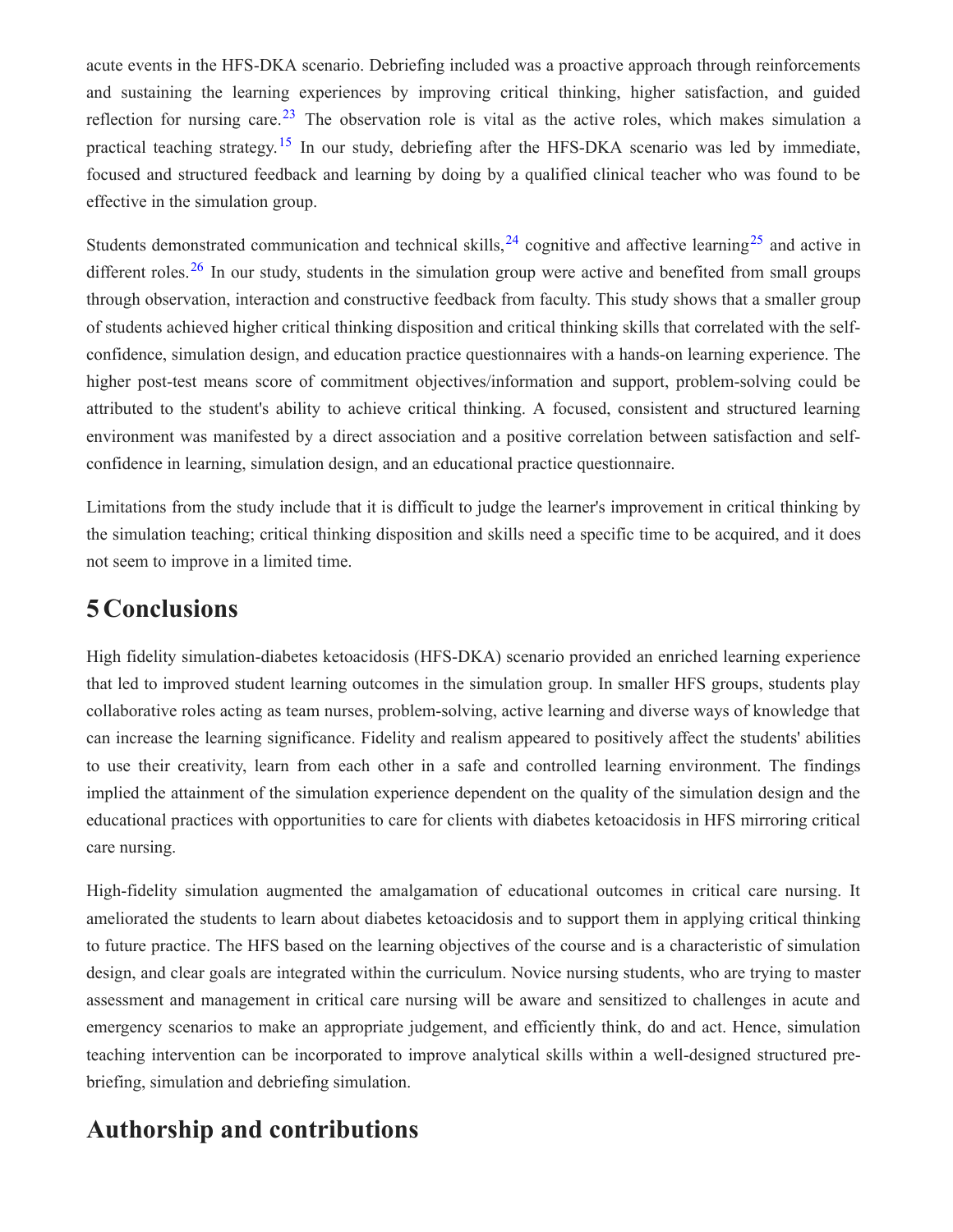acute events in the HFS-DKA scenario. Debriefing included was a proactive approach through reinforcements and sustaining the learning experiences by improving critical thinking, higher satisfaction, and guided reflection for nursing care.[23] The observation role is vital as the active roles, which makes simulation a practical teaching strategy.[15] In our study, debriefing after the HFS-DKA scenario was led by immediate, focused and structured feedback and learning by doing by a qualified clinical teacher who was found to be effective in the simulation group.

Students demonstrated communication and technical skills,[24] cognitive and affective learning[25] and active in different roles.[26] In our study, students in the simulation group were active and benefited from small groups through observation, interaction and constructive feedback from faculty. This study shows that a smaller group of students achieved higher critical thinking disposition and critical thinking skills that correlated with the self-confidence, simulation design, and education practice questionnaires with a hands-on learning experience. The higher post-test means score of commitment objectives/information and support, problem-solving could be attributed to the student's ability to achieve critical thinking. A focused, consistent and structured learning environment was manifested by a direct association and a positive correlation between satisfaction and self-confidence in learning, simulation design, and an educational practice questionnaire.

Limitations from the study include that it is difficult to judge the learner's improvement in critical thinking by the simulation teaching; critical thinking disposition and skills need a specific time to be acquired, and it does not seem to improve in a limited time.

# 5 Conclusions

High fidelity simulation-diabetes ketoacidosis (HFS-DKA) scenario provided an enriched learning experience that led to improved student learning outcomes in the simulation group. In smaller HFS groups, students play collaborative roles acting as team nurses, problem-solving, active learning and diverse ways of knowledge that can increase the learning significance. Fidelity and realism appeared to positively affect the students' abilities to use their creativity, learn from each other in a safe and controlled learning environment. The findings implied the attainment of the simulation experience dependent on the quality of the simulation design and the educational practices with opportunities to care for clients with diabetes ketoacidosis in HFS mirroring critical care nursing.

High-fidelity simulation augmented the amalgamation of educational outcomes in critical care nursing. It ameliorated the students to learn about diabetes ketoacidosis and to support them in applying critical thinking to future practice. The HFS based on the learning objectives of the course and is a characteristic of simulation design, and clear goals are integrated within the curriculum. Novice nursing students, who are trying to master assessment and management in critical care nursing will be aware and sensitized to challenges in acute and emergency scenarios to make an appropriate judgement, and efficiently think, do and act. Hence, simulation teaching intervention can be incorporated to improve analytical skills within a well-designed structured pre-briefing, simulation and debriefing simulation.

# Authorship and contributions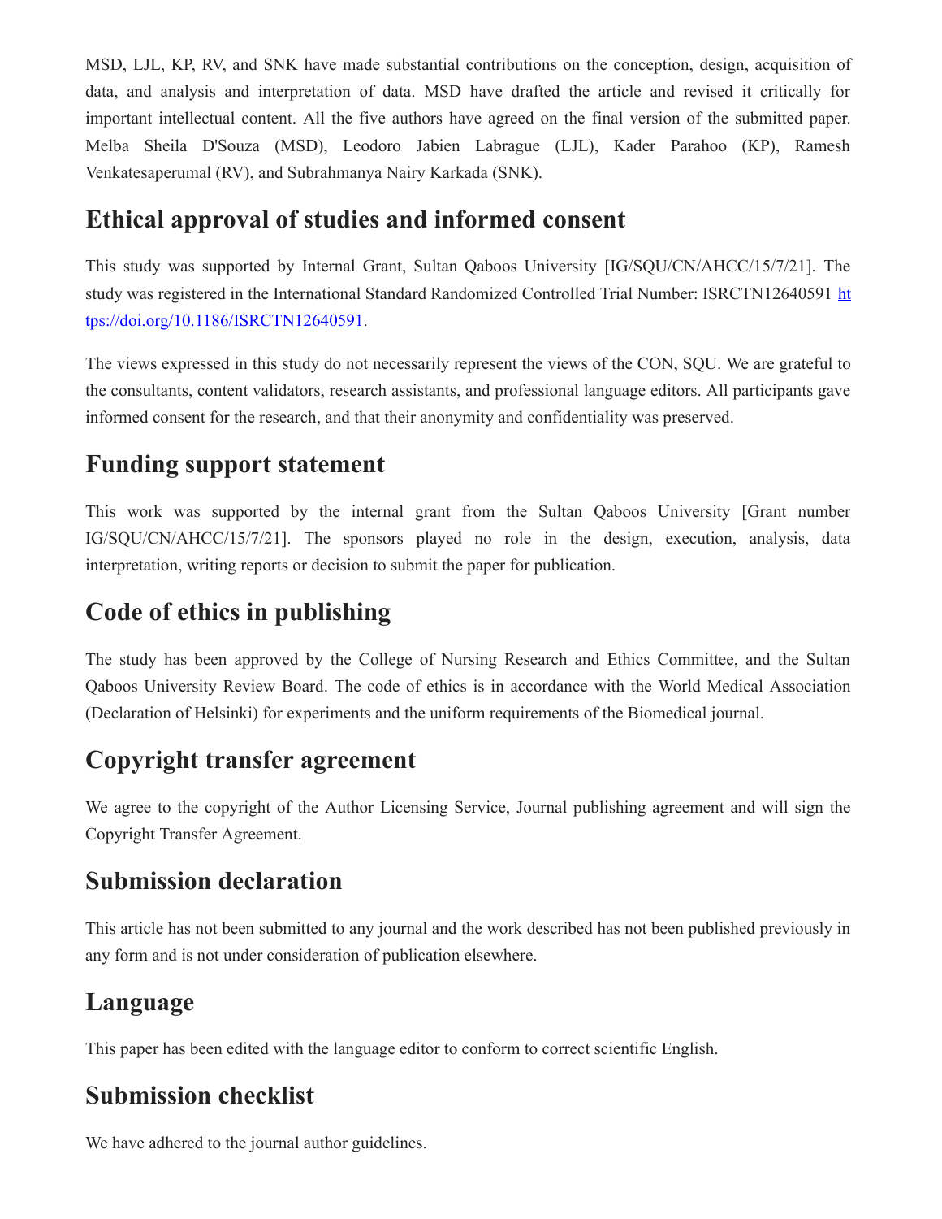MSD, LJL, KP, RV, and SNK have made substantial contributions on the conception, design, acquisition of data, and analysis and interpretation of data. MSD have drafted the article and revised it critically for important intellectual content. All the five authors have agreed on the final version of the submitted paper. Melba Sheila D'Souza (MSD), Leodoro Jabien Labrague (LJL), Kader Parahoo (KP), Ramesh Venkatesaperumal (RV), and Subrahmanya Nairy Karkada (SNK).

## Ethical approval of studies and informed consent

This study was supported by Internal Grant, Sultan Qaboos University [IG/SQU/CN/AHCC/15/7/21]. The study was registered in the International Standard Randomized Controlled Trial Number: ISRCTN12640591 https://doi.org/10.1186/ISRCTN12640591.

The views expressed in this study do not necessarily represent the views of the CON, SQU. We are grateful to the consultants, content validators, research assistants, and professional language editors. All participants gave informed consent for the research, and that their anonymity and confidentiality was preserved.

## Funding support statement

This work was supported by the internal grant from the Sultan Qaboos University [Grant number IG/SQU/CN/AHCC/15/7/21]. The sponsors played no role in the design, execution, analysis, data interpretation, writing reports or decision to submit the paper for publication.

## Code of ethics in publishing

The study has been approved by the College of Nursing Research and Ethics Committee, and the Sultan Qaboos University Review Board. The code of ethics is in accordance with the World Medical Association (Declaration of Helsinki) for experiments and the uniform requirements of the Biomedical journal.

## Copyright transfer agreement

We agree to the copyright of the Author Licensing Service, Journal publishing agreement and will sign the Copyright Transfer Agreement.

## Submission declaration

This article has not been submitted to any journal and the work described has not been published previously in any form and is not under consideration of publication elsewhere.

## Language

This paper has been edited with the language editor to conform to correct scientific English.

## Submission checklist

We have adhered to the journal author guidelines.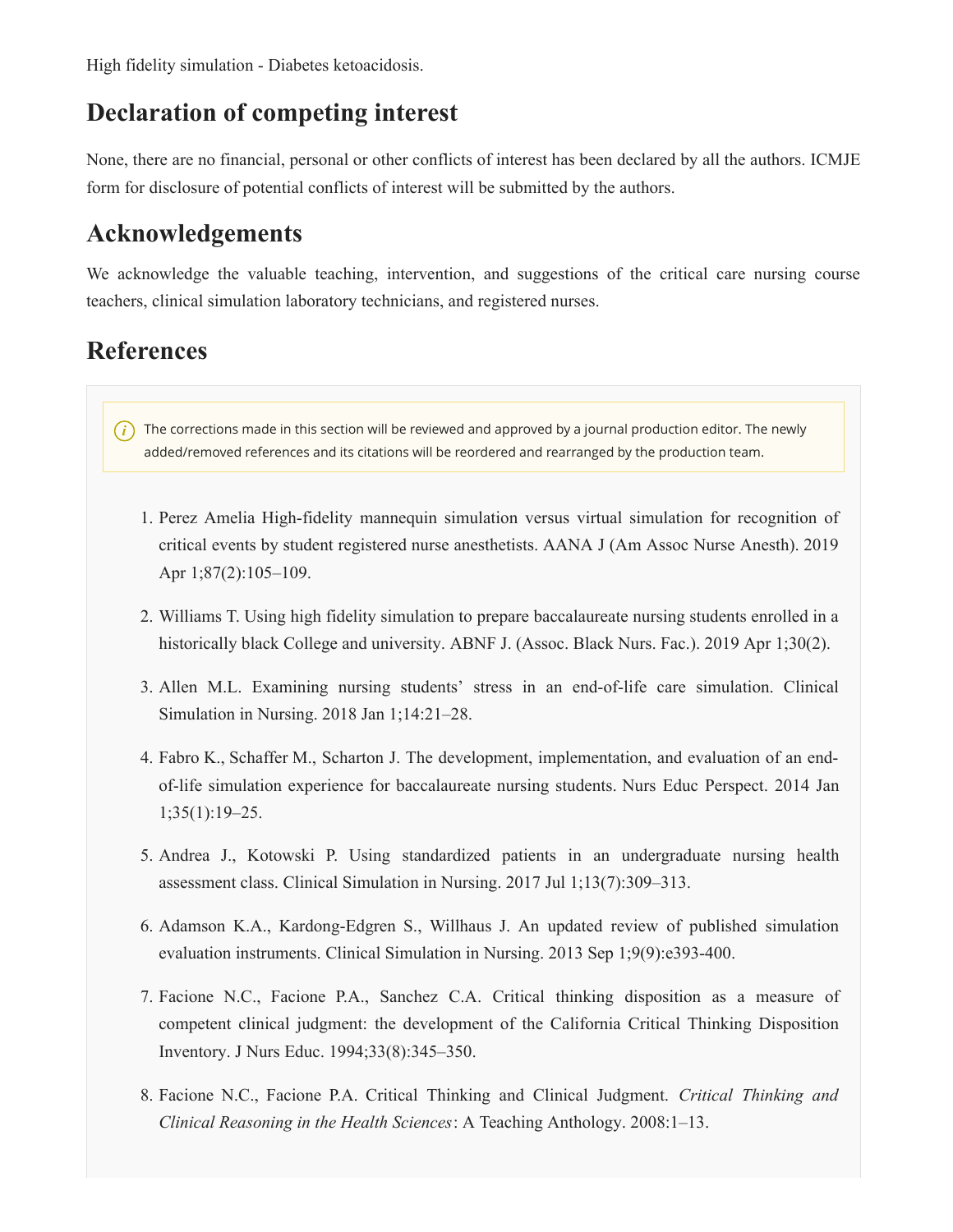High fidelity simulation - Diabetes ketoacidosis.

## Declaration of competing interest

None, there are no financial, personal or other conflicts of interest has been declared by all the authors. ICMJE form for disclosure of potential conflicts of interest will be submitted by the authors.

## Acknowledgements

We acknowledge the valuable teaching, intervention, and suggestions of the critical care nursing course teachers, clinical simulation laboratory technicians, and registered nurses.

## References

The corrections made in this section will be reviewed and approved by a journal production editor. The newly added/removed references and its citations will be reordered and rearranged by the production team.

1. Perez Amelia High-fidelity mannequin simulation versus virtual simulation for recognition of critical events by student registered nurse anesthetists. AANA J (Am Assoc Nurse Anesth). 2019 Apr 1;87(2):105–109.
2. Williams T. Using high fidelity simulation to prepare baccalaureate nursing students enrolled in a historically black College and university. ABNF J. (Assoc. Black Nurs. Fac.). 2019 Apr 1;30(2).
3. Allen M.L. Examining nursing students' stress in an end-of-life care simulation. Clinical Simulation in Nursing. 2018 Jan 1;14:21–28.
4. Fabro K., Schaffer M., Scharton J. The development, implementation, and evaluation of an end-of-life simulation experience for baccalaureate nursing students. Nurs Educ Perspect. 2014 Jan 1;35(1):19–25.
5. Andrea J., Kotowski P. Using standardized patients in an undergraduate nursing health assessment class. Clinical Simulation in Nursing. 2017 Jul 1;13(7):309–313.
6. Adamson K.A., Kardong-Edgren S., Willhaus J. An updated review of published simulation evaluation instruments. Clinical Simulation in Nursing. 2013 Sep 1;9(9):e393-400.
7. Facione N.C., Facione P.A., Sanchez C.A. Critical thinking disposition as a measure of competent clinical judgment: the development of the California Critical Thinking Disposition Inventory. J Nurs Educ. 1994;33(8):345–350.
8. Facione N.C., Facione P.A. Critical Thinking and Clinical Judgment. *Critical Thinking and Clinical Reasoning in the Health Sciences*: A Teaching Anthology. 2008:1–13.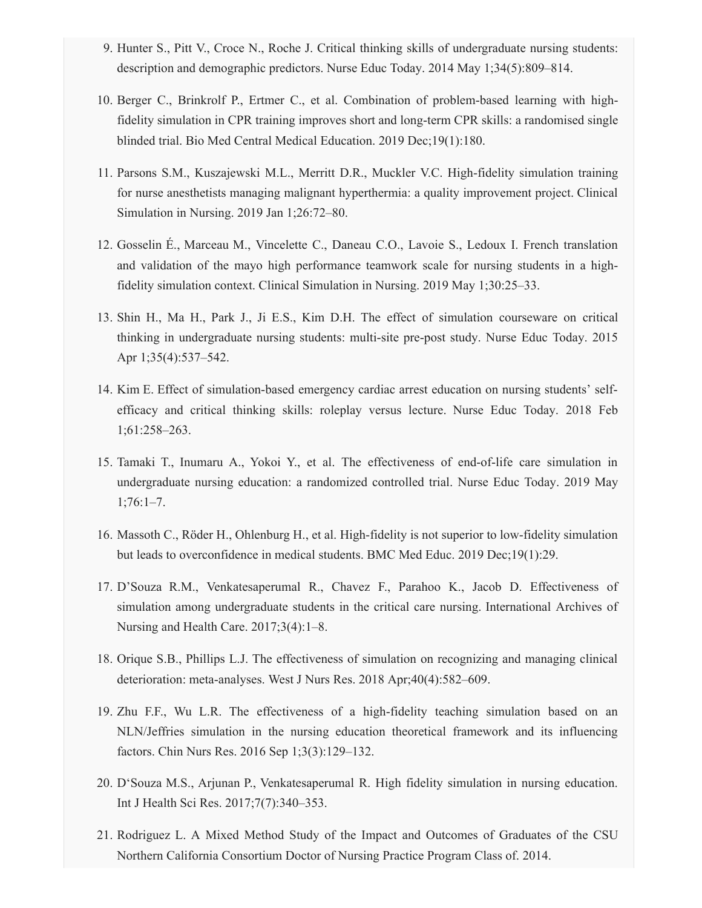9. Hunter S., Pitt V., Croce N., Roche J. Critical thinking skills of undergraduate nursing students: description and demographic predictors. Nurse Educ Today. 2014 May 1;34(5):809–814.

10. Berger C., Brinkrolf P., Ertmer C., et al. Combination of problem-based learning with high-fidelity simulation in CPR training improves short and long-term CPR skills: a randomised single blinded trial. Bio Med Central Medical Education. 2019 Dec;19(1):180.

11. Parsons S.M., Kuszajewski M.L., Merritt D.R., Muckler V.C. High-fidelity simulation training for nurse anesthetists managing malignant hyperthermia: a quality improvement project. Clinical Simulation in Nursing. 2019 Jan 1;26:72–80.

12. Gosselin É., Marceau M., Vincelette C., Daneau C.O., Lavoie S., Ledoux I. French translation and validation of the mayo high performance teamwork scale for nursing students in a high-fidelity simulation context. Clinical Simulation in Nursing. 2019 May 1;30:25–33.

13. Shin H., Ma H., Park J., Ji E.S., Kim D.H. The effect of simulation courseware on critical thinking in undergraduate nursing students: multi-site pre-post study. Nurse Educ Today. 2015 Apr 1;35(4):537–542.

14. Kim E. Effect of simulation-based emergency cardiac arrest education on nursing students' self-efficacy and critical thinking skills: roleplay versus lecture. Nurse Educ Today. 2018 Feb 1;61:258–263.

15. Tamaki T., Inumaru A., Yokoi Y., et al. The effectiveness of end-of-life care simulation in undergraduate nursing education: a randomized controlled trial. Nurse Educ Today. 2019 May 1;76:1–7.

16. Massoth C., Röder H., Ohlenburg H., et al. High-fidelity is not superior to low-fidelity simulation but leads to overconfidence in medical students. BMC Med Educ. 2019 Dec;19(1):29.

17. D'Souza R.M., Venkatesaperumal R., Chavez F., Parahoo K., Jacob D. Effectiveness of simulation among undergraduate students in the critical care nursing. International Archives of Nursing and Health Care. 2017;3(4):1–8.

18. Orique S.B., Phillips L.J. The effectiveness of simulation on recognizing and managing clinical deterioration: meta-analyses. West J Nurs Res. 2018 Apr;40(4):582–609.

19. Zhu F.F., Wu L.R. The effectiveness of a high-fidelity teaching simulation based on an NLN/Jeffries simulation in the nursing education theoretical framework and its influencing factors. Chin Nurs Res. 2016 Sep 1;3(3):129–132.

20. D'Souza M.S., Arjunan P., Venkatesaperumal R. High fidelity simulation in nursing education. Int J Health Sci Res. 2017;7(7):340–353.

21. Rodriguez L. A Mixed Method Study of the Impact and Outcomes of Graduates of the CSU Northern California Consortium Doctor of Nursing Practice Program Class of. 2014.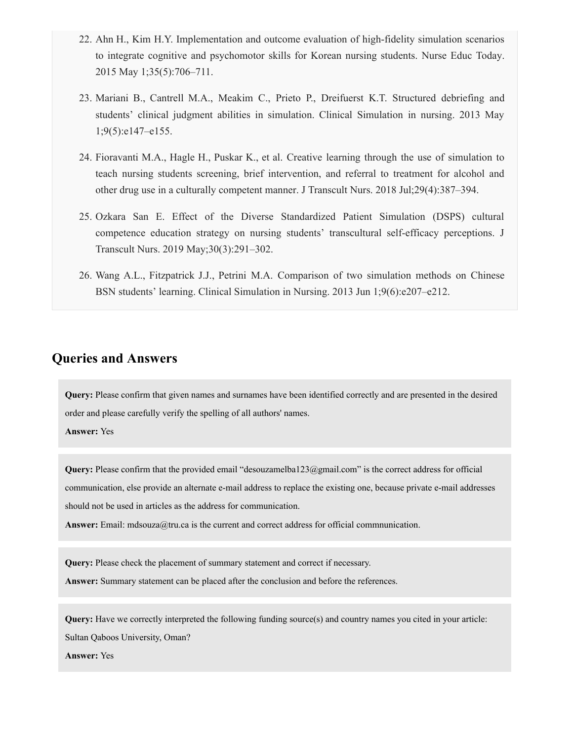22. Ahn H., Kim H.Y. Implementation and outcome evaluation of high-fidelity simulation scenarios to integrate cognitive and psychomotor skills for Korean nursing students. Nurse Educ Today. 2015 May 1;35(5):706–711.

23. Mariani B., Cantrell M.A., Meakim C., Prieto P., Dreifuerst K.T. Structured debriefing and students' clinical judgment abilities in simulation. Clinical Simulation in nursing. 2013 May 1;9(5):e147–e155.

24. Fioravanti M.A., Hagle H., Puskar K., et al. Creative learning through the use of simulation to teach nursing students screening, brief intervention, and referral to treatment for alcohol and other drug use in a culturally competent manner. J Transcult Nurs. 2018 Jul;29(4):387–394.

25. Ozkara San E. Effect of the Diverse Standardized Patient Simulation (DSPS) cultural competence education strategy on nursing students' transcultural self-efficacy perceptions. J Transcult Nurs. 2019 May;30(3):291–302.

26. Wang A.L., Fitzpatrick J.J., Petrini M.A. Comparison of two simulation methods on Chinese BSN students' learning. Clinical Simulation in Nursing. 2013 Jun 1;9(6):e207–e212.

## Queries and Answers

**Query:** Please confirm that given names and surnames have been identified correctly and are presented in the desired order and please carefully verify the spelling of all authors' names.

**Answer:** Yes

**Query:** Please confirm that the provided email "desouzamelba123@gmail.com" is the correct address for official communication, else provide an alternate e-mail address to replace the existing one, because private e-mail addresses should not be used in articles as the address for communication.

**Answer:** Email: mdsouza@tru.ca is the current and correct address for official commnunication.

**Query:** Please check the placement of summary statement and correct if necessary.

**Answer:** Summary statement can be placed after the conclusion and before the references.

**Query:** Have we correctly interpreted the following funding source(s) and country names you cited in your article: Sultan Qaboos University, Oman?

**Answer:** Yes